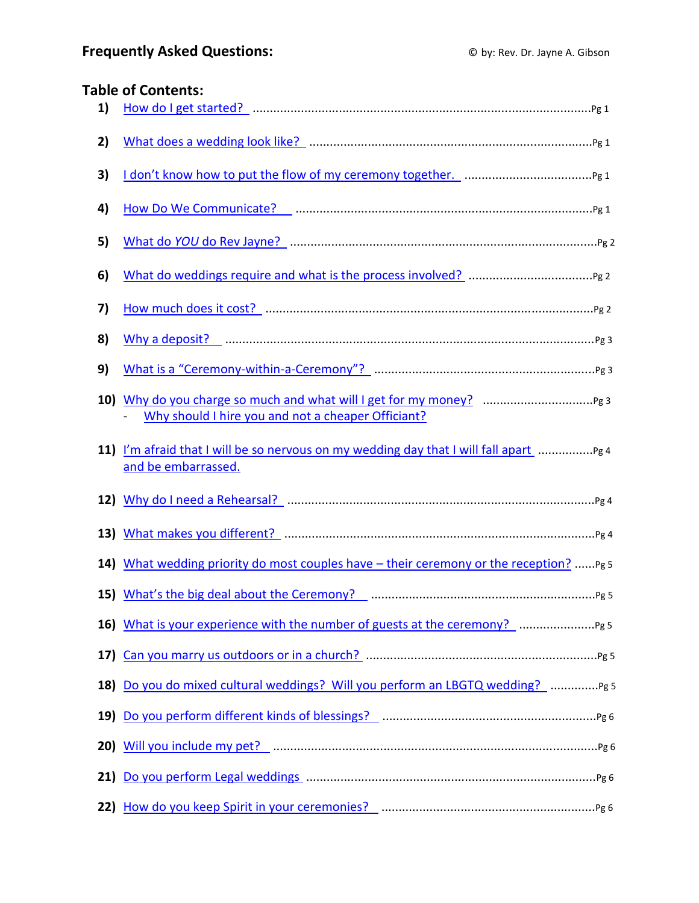## Frequently Asked Questions:

© by: Rev. Dr. Jayne A. Gibson

### Table of Contents:

1) How do I get started? ........ Pg 1
2) What does a wedding look like? ........ Pg 1
3) I don't know how to put the flow of my ceremony together. ........ Pg 1
4) How Do We Communicate? ........ Pg 1
5) What do *YOU* do Rev Jayne? ........ Pg 2
6) What do weddings require and what is the process involved? ........ Pg 2
7) How much does it cost? ........ Pg 2
8) Why a deposit? ........ Pg 3
9) What is a "Ceremony-within-a-Ceremony"? ........ Pg 3
10) Why do you charge so much and what will I get for my money? ........ Pg 3
    - Why should I hire you and not a cheaper Officiant?
11) I'm afraid that I will be so nervous on my wedding day that I will fall apart and be embarrassed. ........ Pg 4
12) Why do I need a Rehearsal? ........ Pg 4
13) What makes you different? ........ Pg 4
14) What wedding priority do most couples have – their ceremony or the reception? ...... Pg 5
15) What's the big deal about the Ceremony? ........ Pg 5
16) What is your experience with the number of guests at the ceremony? ........ Pg 5
17) Can you marry us outdoors or in a church? ........ Pg 5
18) Do you do mixed cultural weddings? Will you perform an LBGTQ wedding? ........ Pg 5
19) Do you perform different kinds of blessings? ........ Pg 6
20) Will you include my pet? ........ Pg 6
21) Do you perform Legal weddings ........ Pg 6
22) How do you keep Spirit in your ceremonies? ........ Pg 6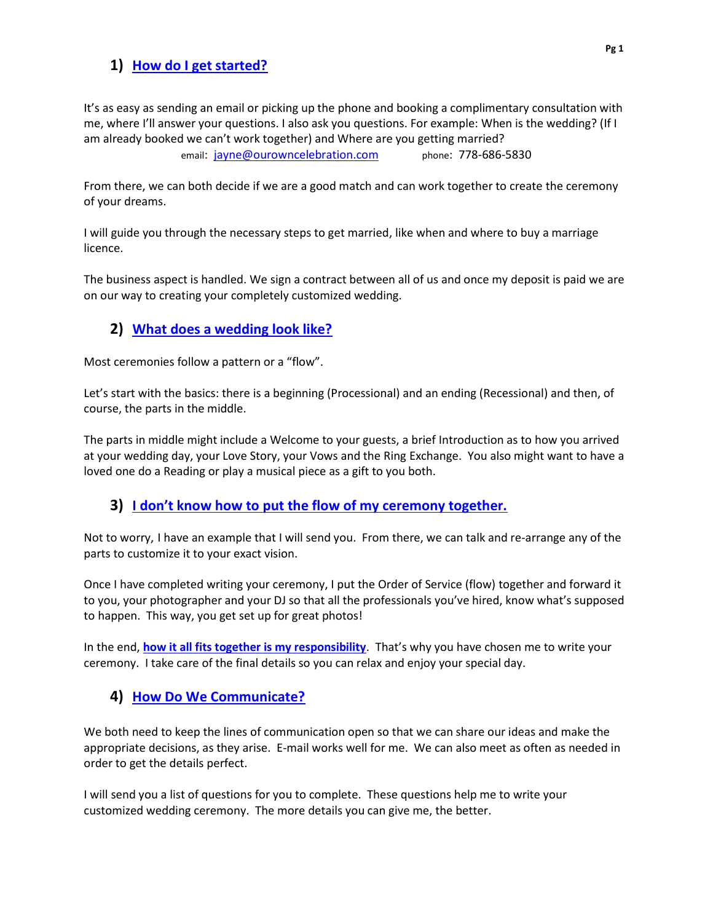## 1) How do I get started?

It's as easy as sending an email or picking up the phone and booking a complimentary consultation with me, where I'll answer your questions. I also ask you questions. For example: When is the wedding? (If I am already booked we can't work together) and Where are you getting married?

email: jayne@ourowncelebration.com phone: 778-686-5830

From there, we can both decide if we are a good match and can work together to create the ceremony of your dreams.

I will guide you through the necessary steps to get married, like when and where to buy a marriage licence.

The business aspect is handled. We sign a contract between all of us and once my deposit is paid we are on our way to creating your completely customized wedding.

## 2) What does a wedding look like?

Most ceremonies follow a pattern or a "flow".

Let's start with the basics: there is a beginning (Processional) and an ending (Recessional) and then, of course, the parts in the middle.

The parts in middle might include a Welcome to your guests, a brief Introduction as to how you arrived at your wedding day, your Love Story, your Vows and the Ring Exchange. You also might want to have a loved one do a Reading or play a musical piece as a gift to you both.

## 3) I don't know how to put the flow of my ceremony together.

Not to worry, I have an example that I will send you. From there, we can talk and re-arrange any of the parts to customize it to your exact vision.

Once I have completed writing your ceremony, I put the Order of Service (flow) together and forward it to you, your photographer and your DJ so that all the professionals you've hired, know what's supposed to happen. This way, you get set up for great photos!

In the end, **how it all fits together is my responsibility**. That's why you have chosen me to write your ceremony. I take care of the final details so you can relax and enjoy your special day.

## 4) How Do We Communicate?

We both need to keep the lines of communication open so that we can share our ideas and make the appropriate decisions, as they arise. E-mail works well for me. We can also meet as often as needed in order to get the details perfect.

I will send you a list of questions for you to complete. These questions help me to write your customized wedding ceremony. The more details you can give me, the better.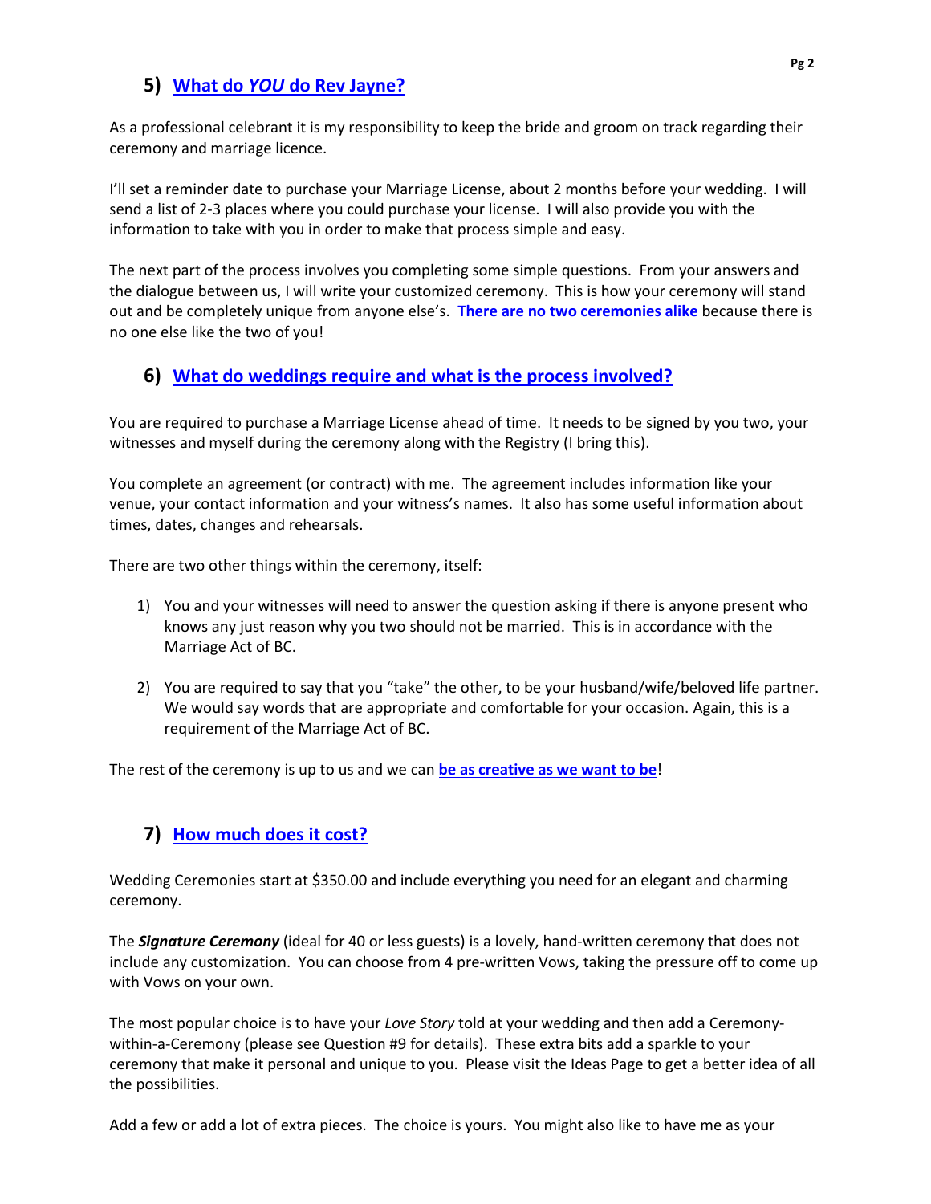## 5) **What do *YOU* do Rev Jayne?**

As a professional celebrant it is my responsibility to keep the bride and groom on track regarding their ceremony and marriage licence.

I'll set a reminder date to purchase your Marriage License, about 2 months before your wedding. I will send a list of 2-3 places where you could purchase your license. I will also provide you with the information to take with you in order to make that process simple and easy.

The next part of the process involves you completing some simple questions. From your answers and the dialogue between us, I will write your customized ceremony. This is how your ceremony will stand out and be completely unique from anyone else's. **There are no two ceremonies alike** because there is no one else like the two of you!

## 6) **What do weddings require and what is the process involved?**

You are required to purchase a Marriage License ahead of time. It needs to be signed by you two, your witnesses and myself during the ceremony along with the Registry (I bring this).

You complete an agreement (or contract) with me. The agreement includes information like your venue, your contact information and your witness's names. It also has some useful information about times, dates, changes and rehearsals.

There are two other things within the ceremony, itself:

1) You and your witnesses will need to answer the question asking if there is anyone present who knows any just reason why you two should not be married. This is in accordance with the Marriage Act of BC.

2) You are required to say that you "take" the other, to be your husband/wife/beloved life partner. We would say words that are appropriate and comfortable for your occasion. Again, this is a requirement of the Marriage Act of BC.

The rest of the ceremony is up to us and we can **be as creative as we want to be**!

## 7) **How much does it cost?**

Wedding Ceremonies start at $350.00 and include everything you need for an elegant and charming ceremony.

The ***Signature Ceremony*** (ideal for 40 or less guests) is a lovely, hand-written ceremony that does not include any customization. You can choose from 4 pre-written Vows, taking the pressure off to come up with Vows on your own.

The most popular choice is to have your *Love Story* told at your wedding and then add a Ceremony-within-a-Ceremony (please see Question #9 for details). These extra bits add a sparkle to your ceremony that make it personal and unique to you. Please visit the Ideas Page to get a better idea of all the possibilities.

Add a few or add a lot of extra pieces. The choice is yours. You might also like to have me as your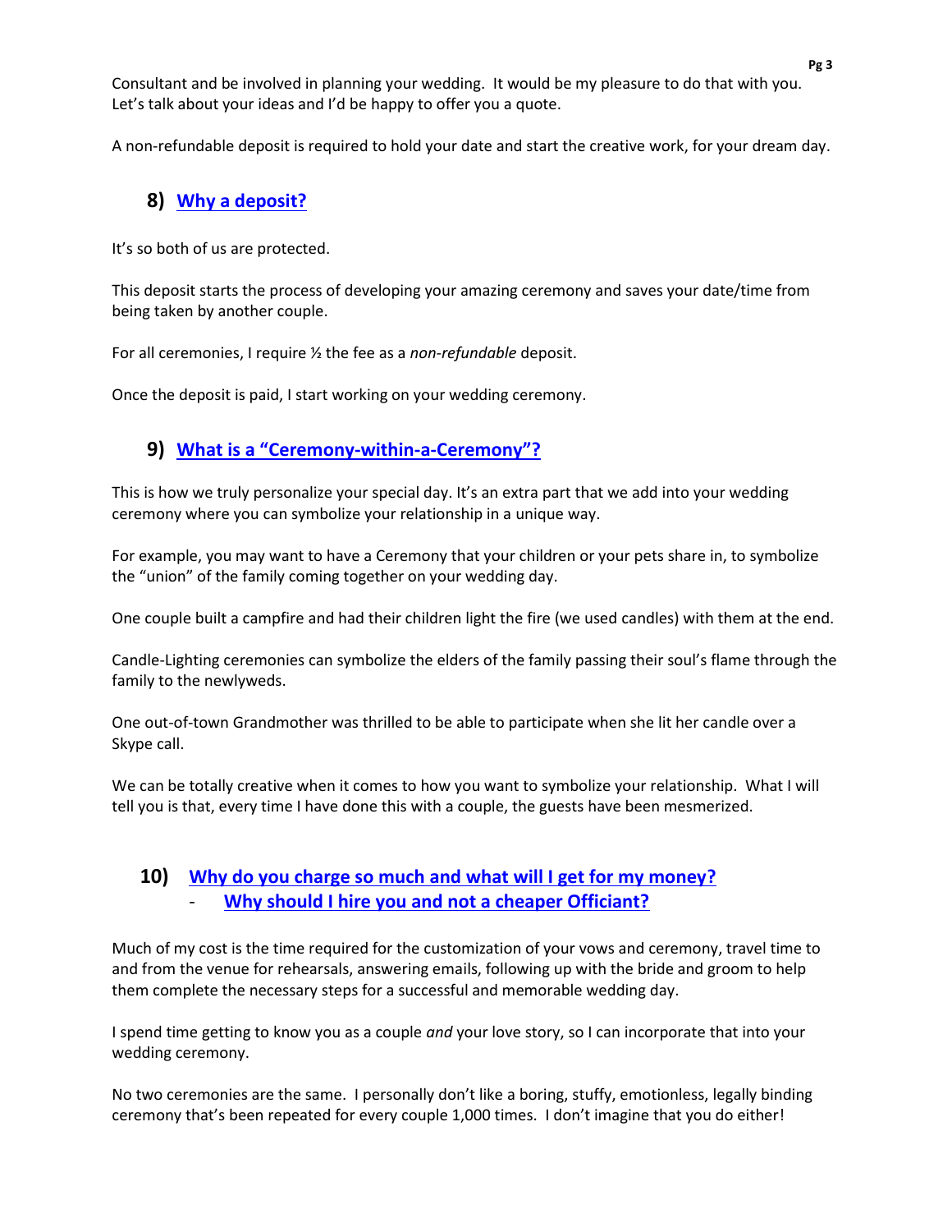Consultant and be involved in planning your wedding. It would be my pleasure to do that with you. Let's talk about your ideas and I'd be happy to offer you a quote.

A non-refundable deposit is required to hold your date and start the creative work, for your dream day.

## 8) Why a deposit?

It's so both of us are protected.

This deposit starts the process of developing your amazing ceremony and saves your date/time from being taken by another couple.

For all ceremonies, I require ½ the fee as a *non-refundable* deposit.

Once the deposit is paid, I start working on your wedding ceremony.

## 9) What is a "Ceremony-within-a-Ceremony"?

This is how we truly personalize your special day. It's an extra part that we add into your wedding ceremony where you can symbolize your relationship in a unique way.

For example, you may want to have a Ceremony that your children or your pets share in, to symbolize the "union" of the family coming together on your wedding day.

One couple built a campfire and had their children light the fire (we used candles) with them at the end.

Candle-Lighting ceremonies can symbolize the elders of the family passing their soul's flame through the family to the newlyweds.

One out-of-town Grandmother was thrilled to be able to participate when she lit her candle over a Skype call.

We can be totally creative when it comes to how you want to symbolize your relationship. What I will tell you is that, every time I have done this with a couple, the guests have been mesmerized.

## 10) Why do you charge so much and what will I get for my money?
## - Why should I hire you and not a cheaper Officiant?

Much of my cost is the time required for the customization of your vows and ceremony, travel time to and from the venue for rehearsals, answering emails, following up with the bride and groom to help them complete the necessary steps for a successful and memorable wedding day.

I spend time getting to know you as a couple *and* your love story, so I can incorporate that into your wedding ceremony.

No two ceremonies are the same. I personally don't like a boring, stuffy, emotionless, legally binding ceremony that's been repeated for every couple 1,000 times. I don't imagine that you do either!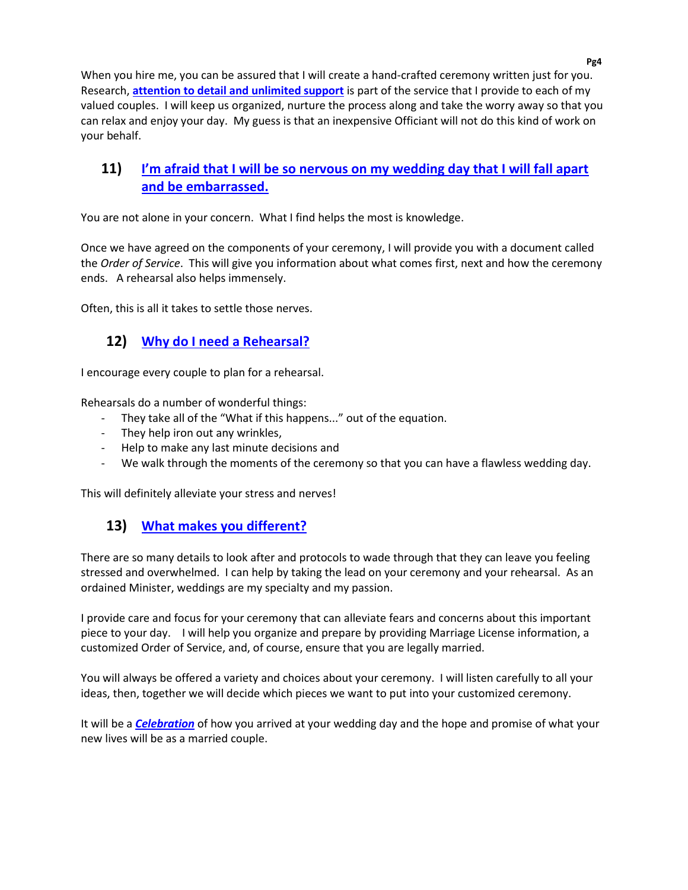When you hire me, you can be assured that I will create a hand-crafted ceremony written just for you. Research, **attention to detail and unlimited support** is part of the service that I provide to each of my valued couples. I will keep us organized, nurture the process along and take the worry away so that you can relax and enjoy your day. My guess is that an inexpensive Officiant will not do this kind of work on your behalf.

## 11) I'm afraid that I will be so nervous on my wedding day that I will fall apart and be embarrassed.

You are not alone in your concern. What I find helps the most is knowledge.

Once we have agreed on the components of your ceremony, I will provide you with a document called the *Order of Service*. This will give you information about what comes first, next and how the ceremony ends. A rehearsal also helps immensely.

Often, this is all it takes to settle those nerves.

## 12) Why do I need a Rehearsal?

I encourage every couple to plan for a rehearsal.

Rehearsals do a number of wonderful things:

- They take all of the "What if this happens..." out of the equation.
- They help iron out any wrinkles,
- Help to make any last minute decisions and
- We walk through the moments of the ceremony so that you can have a flawless wedding day.

This will definitely alleviate your stress and nerves!

## 13) What makes you different?

There are so many details to look after and protocols to wade through that they can leave you feeling stressed and overwhelmed. I can help by taking the lead on your ceremony and your rehearsal. As an ordained Minister, weddings are my specialty and my passion.

I provide care and focus for your ceremony that can alleviate fears and concerns about this important piece to your day. I will help you organize and prepare by providing Marriage License information, a customized Order of Service, and, of course, ensure that you are legally married.

You will always be offered a variety and choices about your ceremony. I will listen carefully to all your ideas, then, together we will decide which pieces we want to put into your customized ceremony.

It will be a ***Celebration*** of how you arrived at your wedding day and the hope and promise of what your new lives will be as a married couple.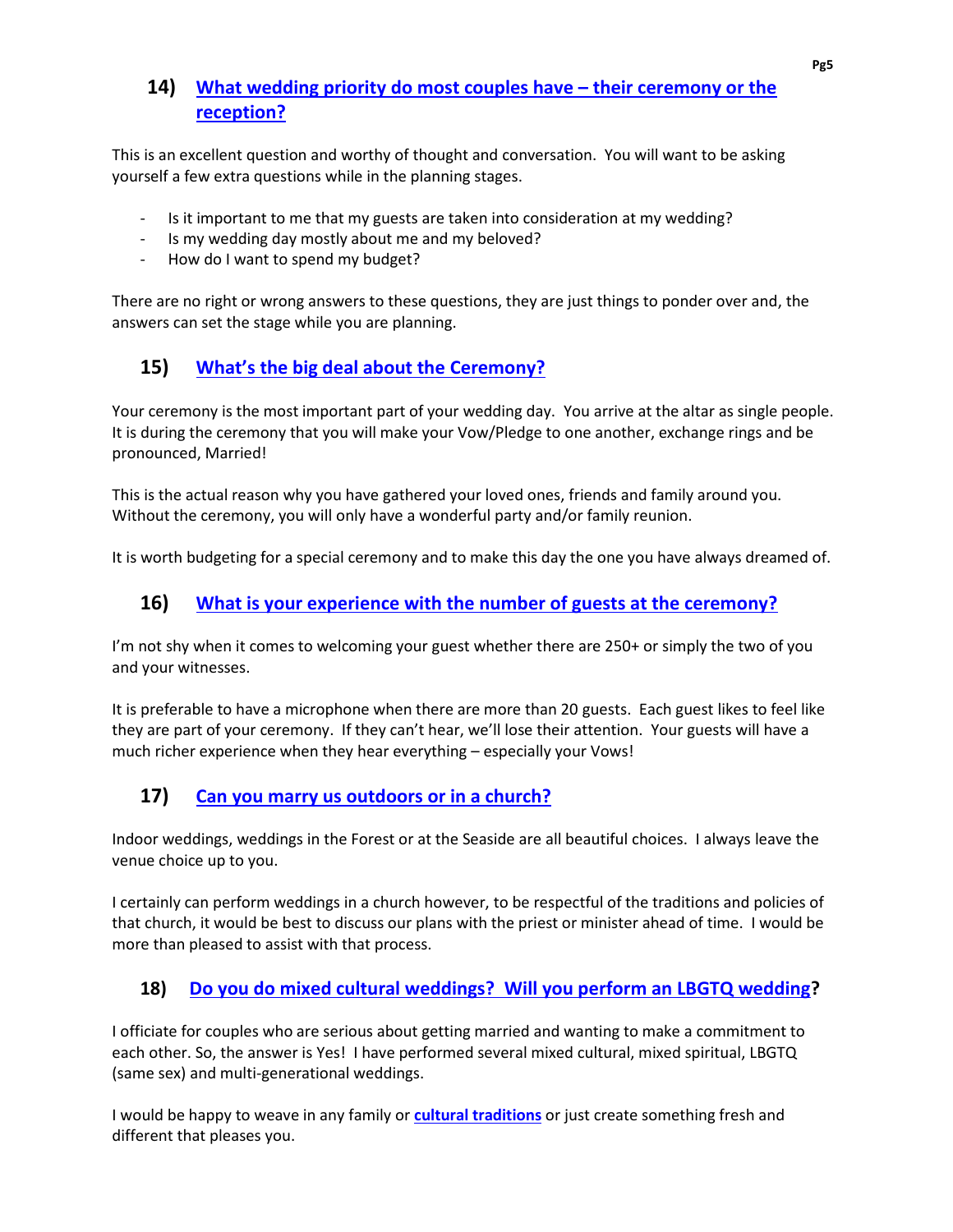## 14) What wedding priority do most couples have – their ceremony or the reception?

This is an excellent question and worthy of thought and conversation. You will want to be asking yourself a few extra questions while in the planning stages.

- Is it important to me that my guests are taken into consideration at my wedding?
- Is my wedding day mostly about me and my beloved?
- How do I want to spend my budget?

There are no right or wrong answers to these questions, they are just things to ponder over and, the answers can set the stage while you are planning.

## 15) What's the big deal about the Ceremony?

Your ceremony is the most important part of your wedding day. You arrive at the altar as single people. It is during the ceremony that you will make your Vow/Pledge to one another, exchange rings and be pronounced, Married!

This is the actual reason why you have gathered your loved ones, friends and family around you. Without the ceremony, you will only have a wonderful party and/or family reunion.

It is worth budgeting for a special ceremony and to make this day the one you have always dreamed of.

## 16) What is your experience with the number of guests at the ceremony?

I'm not shy when it comes to welcoming your guest whether there are 250+ or simply the two of you and your witnesses.

It is preferable to have a microphone when there are more than 20 guests. Each guest likes to feel like they are part of your ceremony. If they can't hear, we'll lose their attention. Your guests will have a much richer experience when they hear everything – especially your Vows!

## 17) Can you marry us outdoors or in a church?

Indoor weddings, weddings in the Forest or at the Seaside are all beautiful choices. I always leave the venue choice up to you.

I certainly can perform weddings in a church however, to be respectful of the traditions and policies of that church, it would be best to discuss our plans with the priest or minister ahead of time. I would be more than pleased to assist with that process.

## 18) Do you do mixed cultural weddings? Will you perform an LBGTQ wedding?

I officiate for couples who are serious about getting married and wanting to make a commitment to each other. So, the answer is Yes! I have performed several mixed cultural, mixed spiritual, LBGTQ (same sex) and multi-generational weddings.

I would be happy to weave in any family or **cultural traditions** or just create something fresh and different that pleases you.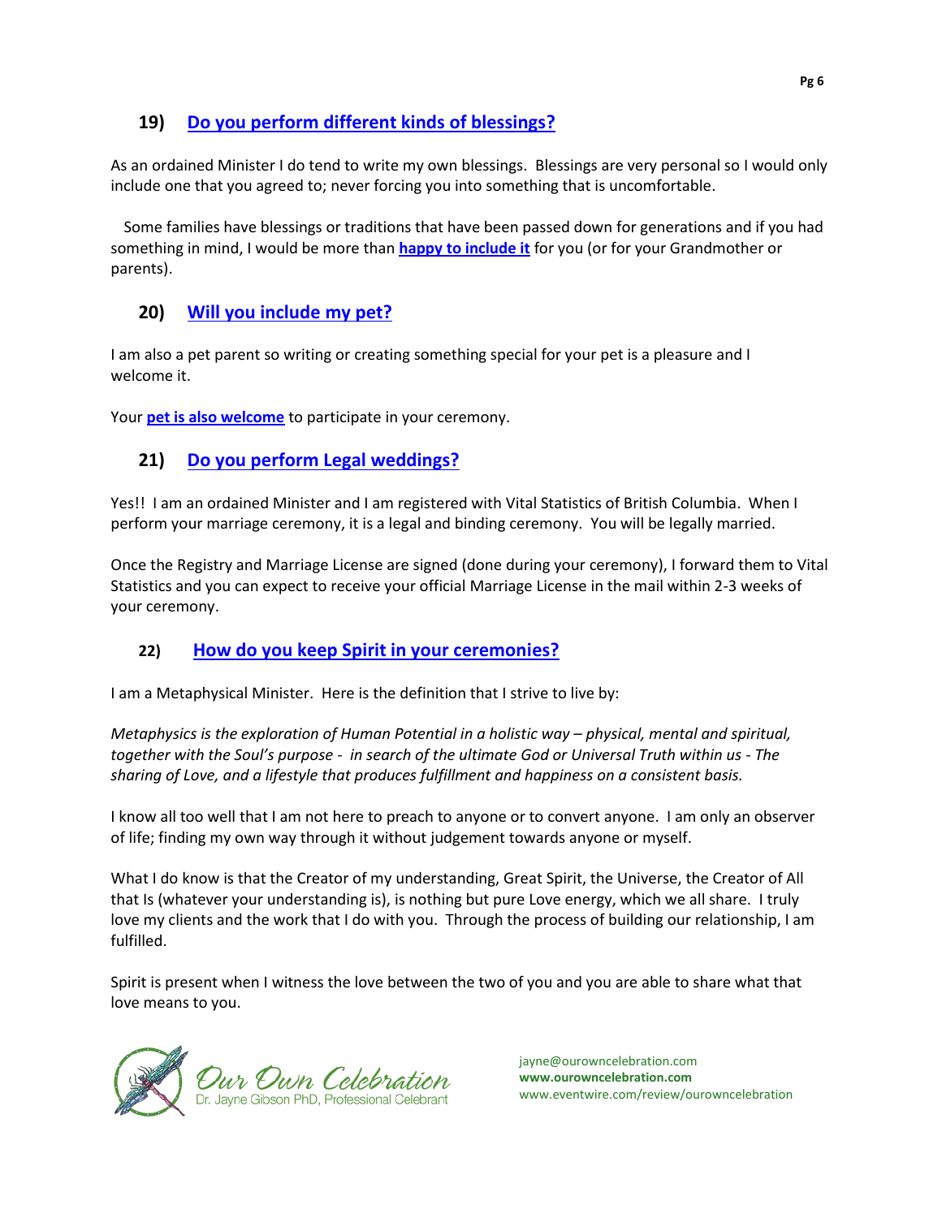## 19) [Do you perform different kinds of blessings?]

As an ordained Minister I do tend to write my own blessings. Blessings are very personal so I would only include one that you agreed to; never forcing you into something that is uncomfortable.

Some families have blessings or traditions that have been passed down for generations and if you had something in mind, I would be more than **happy to include it** for you (or for your Grandmother or parents).

## 20) Will you include my pet?

I am also a pet parent so writing or creating something special for your pet is a pleasure and I welcome it.

Your **pet is also welcome** to participate in your ceremony.

## 21) Do you perform Legal weddings?

Yes!! I am an ordained Minister and I am registered with Vital Statistics of British Columbia. When I perform your marriage ceremony, it is a legal and binding ceremony. You will be legally married.

Once the Registry and Marriage License are signed (done during your ceremony), I forward them to Vital Statistics and you can expect to receive your official Marriage License in the mail within 2-3 weeks of your ceremony.

## 22) How do you keep Spirit in your ceremonies?

I am a Metaphysical Minister. Here is the definition that I strive to live by:

*Metaphysics is the exploration of Human Potential in a holistic way – physical, mental and spiritual, together with the Soul's purpose - in search of the ultimate God or Universal Truth within us - The sharing of Love, and a lifestyle that produces fulfillment and happiness on a consistent basis.*

I know all too well that I am not here to preach to anyone or to convert anyone. I am only an observer of life; finding my own way through it without judgement towards anyone or myself.

What I do know is that the Creator of my understanding, Great Spirit, the Universe, the Creator of All that Is (whatever your understanding is), is nothing but pure Love energy, which we all share. I truly love my clients and the work that I do with you. Through the process of building our relationship, I am fulfilled.

Spirit is present when I witness the love between the two of you and you are able to share what that love means to you.

Our Own Celebration
Dr. Jayne Gibson PhD, Professional Celebrant

jayne@ourowncelebration.com
**www.ourowncelebration.com**
www.eventwire.com/review/ourowncelebration